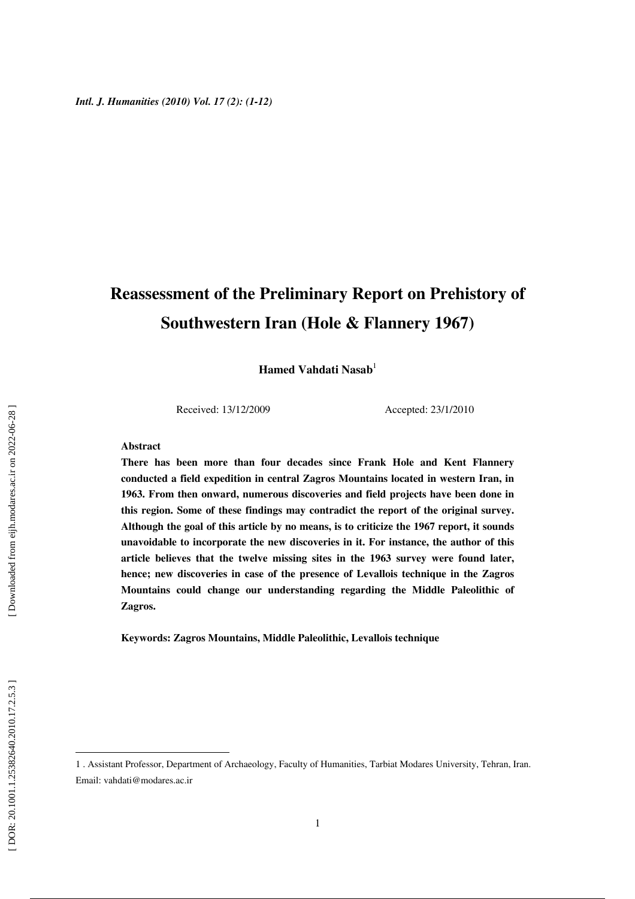# Reassessment of the Preliminary Report on Prehistory of Southwestern Iran (Hole & Flannery 1967)

**Hamed Vahdati Nasab**[1]

Received: 13/12/2009 Accepted: 23/1/2010

**Abstract**

**There has been more than four decades since Frank Hole and Kent Flannery conducted a field expedition in central Zagros Mountains located in western Iran, in 1963. From then onward, numerous discoveries and field projects have been done in this region. Some of these findings may contradict the report of the original survey. Although the goal of this article by no means, is to criticize the 1967 report, it sounds unavoidable to incorporate the new discoveries in it. For instance, the author of this article believes that the twelve missing sites in the 1963 survey were found later, hence; new discoveries in case of the presence of Levallois technique in the Zagros Mountains could change our understanding regarding the Middle Paleolithic of Zagros.**

**Keywords: Zagros Mountains, Middle Paleolithic, Levallois technique**

---

1 . Assistant Professor, Department of Archaeology, Faculty of Humanities, Tarbiat Modares University, Tehran, Iran. Email: vahdati@modares.ac.ir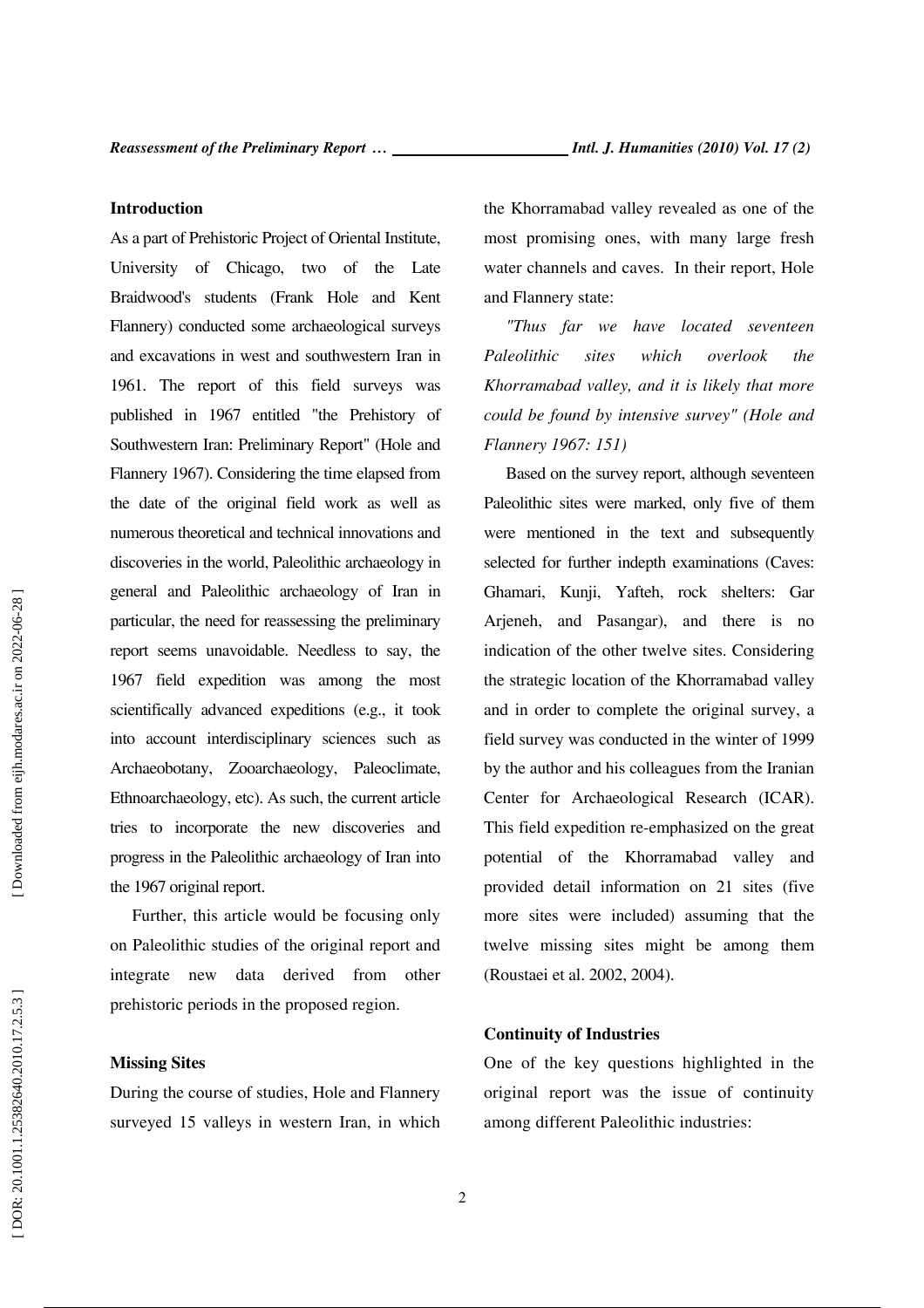## Introduction

As a part of Prehistoric Project of Oriental Institute, University of Chicago, two of the Late Braidwood's students (Frank Hole and Kent Flannery) conducted some archaeological surveys and excavations in west and southwestern Iran in 1961. The report of this field surveys was published in 1967 entitled "the Prehistory of Southwestern Iran: Preliminary Report" (Hole and Flannery 1967). Considering the time elapsed from the date of the original field work as well as numerous theoretical and technical innovations and discoveries in the world, Paleolithic archaeology in general and Paleolithic archaeology of Iran in particular, the need for reassessing the preliminary report seems unavoidable. Needless to say, the 1967 field expedition was among the most scientifically advanced expeditions (e.g., it took into account interdisciplinary sciences such as Archaeobotany, Zooarchaeology, Paleoclimate, Ethnoarchaeology, etc). As such, the current article tries to incorporate the new discoveries and progress in the Paleolithic archaeology of Iran into the 1967 original report.

Further, this article would be focusing only on Paleolithic studies of the original report and integrate new data derived from other prehistoric periods in the proposed region.

## Missing Sites

During the course of studies, Hole and Flannery surveyed 15 valleys in western Iran, in which the Khorramabad valley revealed as one of the most promising ones, with many large fresh water channels and caves. In their report, Hole and Flannery state:

*"Thus far we have located seventeen Paleolithic sites which overlook the Khorramabad valley, and it is likely that more could be found by intensive survey" (Hole and Flannery 1967: 151)*

Based on the survey report, although seventeen Paleolithic sites were marked, only five of them were mentioned in the text and subsequently selected for further indepth examinations (Caves: Ghamari, Kunji, Yafteh, rock shelters: Gar Arjeneh, and Pasangar), and there is no indication of the other twelve sites. Considering the strategic location of the Khorramabad valley and in order to complete the original survey, a field survey was conducted in the winter of 1999 by the author and his colleagues from the Iranian Center for Archaeological Research (ICAR). This field expedition re-emphasized on the great potential of the Khorramabad valley and provided detail information on 21 sites (five more sites were included) assuming that the twelve missing sites might be among them (Roustaei et al. 2002, 2004).

## Continuity of Industries

One of the key questions highlighted in the original report was the issue of continuity among different Paleolithic industries: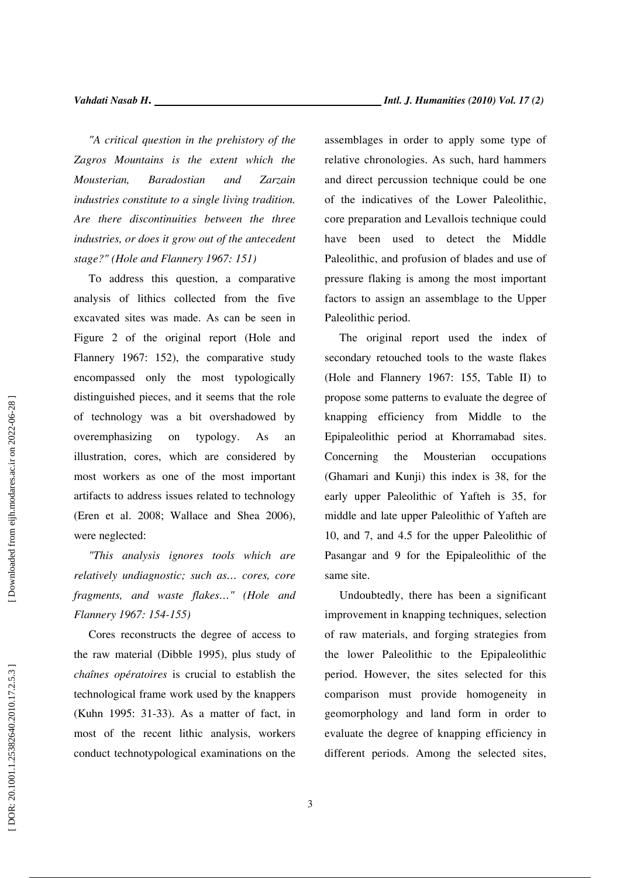*"A critical question in the prehistory of the Zagros Mountains is the extent which the Mousterian, Baradostian and Zarzain industries constitute to a single living tradition. Are there discontinuities between the three industries, or does it grow out of the antecedent stage?" (Hole and Flannery 1967: 151)*

To address this question, a comparative analysis of lithics collected from the five excavated sites was made. As can be seen in Figure 2 of the original report (Hole and Flannery 1967: 152), the comparative study encompassed only the most typologically distinguished pieces, and it seems that the role of technology was a bit overshadowed by overemphasizing on typology. As an illustration, cores, which are considered by most workers as one of the most important artifacts to address issues related to technology (Eren et al. 2008; Wallace and Shea 2006), were neglected:

*"This analysis ignores tools which are relatively undiagnostic; such as… cores, core fragments, and waste flakes…" (Hole and Flannery 1967: 154-155)*

Cores reconstructs the degree of access to the raw material (Dibble 1995), plus study of *chaînes opératoires* is crucial to establish the technological frame work used by the knappers (Kuhn 1995: 31-33). As a matter of fact, in most of the recent lithic analysis, workers conduct technotypological examinations on the assemblages in order to apply some type of relative chronologies. As such, hard hammers and direct percussion technique could be one of the indicatives of the Lower Paleolithic, core preparation and Levallois technique could have been used to detect the Middle Paleolithic, and profusion of blades and use of pressure flaking is among the most important factors to assign an assemblage to the Upper Paleolithic period.

The original report used the index of secondary retouched tools to the waste flakes (Hole and Flannery 1967: 155, Table II) to propose some patterns to evaluate the degree of knapping efficiency from Middle to the Epipaleolithic period at Khorramabad sites. Concerning the Mousterian occupations (Ghamari and Kunji) this index is 38, for the early upper Paleolithic of Yafteh is 35, for middle and late upper Paleolithic of Yafteh are 10, and 7, and 4.5 for the upper Paleolithic of Pasangar and 9 for the Epipaleolithic of the same site.

Undoubtedly, there has been a significant improvement in knapping techniques, selection of raw materials, and forging strategies from the lower Paleolithic to the Epipaleolithic period. However, the sites selected for this comparison must provide homogeneity in geomorphology and land form in order to evaluate the degree of knapping efficiency in different periods. Among the selected sites,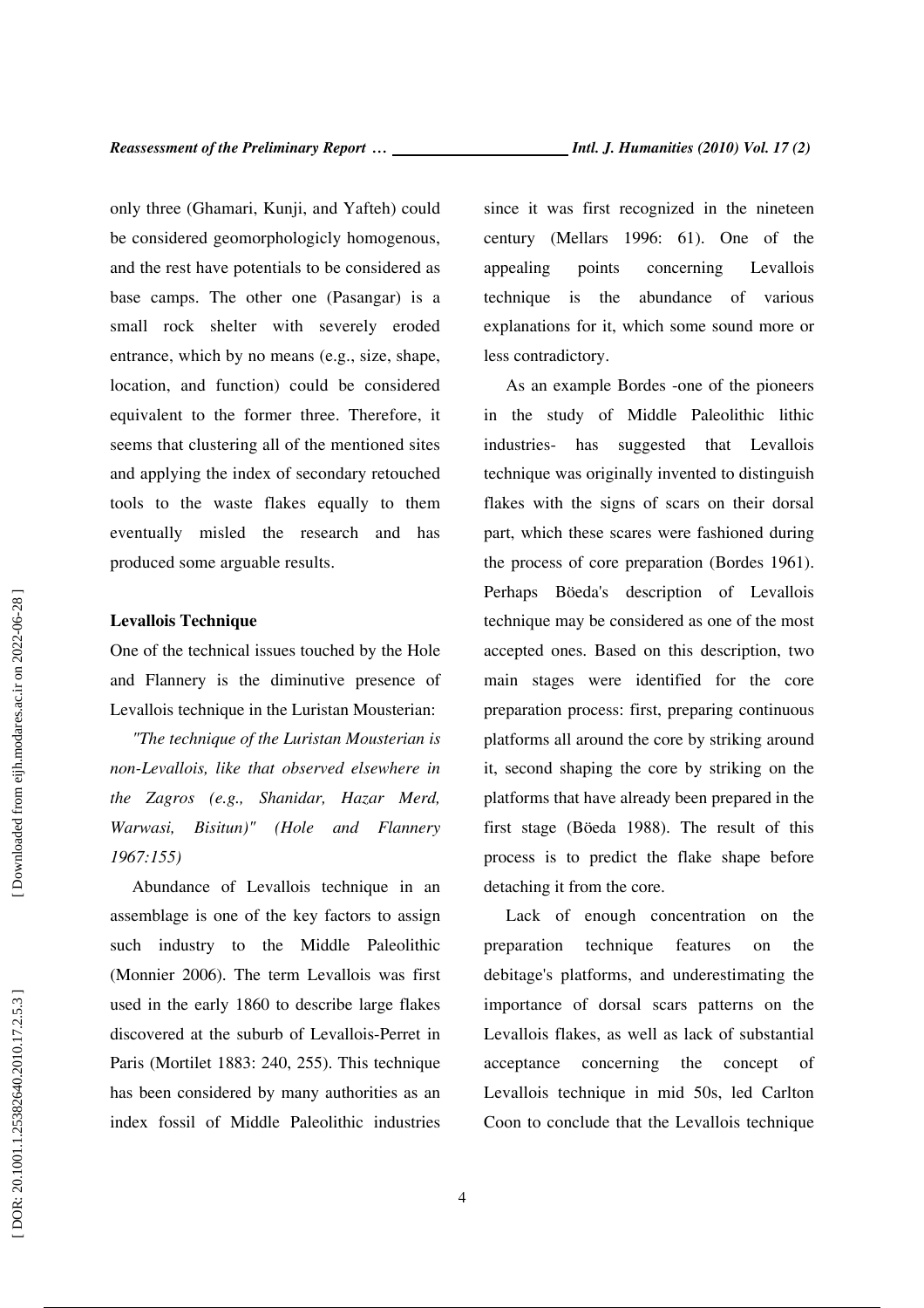only three (Ghamari, Kunji, and Yafteh) could be considered geomorphologicly homogenous, and the rest have potentials to be considered as base camps. The other one (Pasangar) is a small rock shelter with severely eroded entrance, which by no means (e.g., size, shape, location, and function) could be considered equivalent to the former three. Therefore, it seems that clustering all of the mentioned sites and applying the index of secondary retouched tools to the waste flakes equally to them eventually misled the research and has produced some arguable results.

**Levallois Technique**

One of the technical issues touched by the Hole and Flannery is the diminutive presence of Levallois technique in the Luristan Mousterian:

*"The technique of the Luristan Mousterian is non-Levallois, like that observed elsewhere in the Zagros (e.g., Shanidar, Hazar Merd, Warwasi, Bisitun)" (Hole and Flannery 1967:155)*

Abundance of Levallois technique in an assemblage is one of the key factors to assign such industry to the Middle Paleolithic (Monnier 2006). The term Levallois was first used in the early 1860 to describe large flakes discovered at the suburb of Levallois-Perret in Paris (Mortilet 1883: 240, 255). This technique has been considered by many authorities as an index fossil of Middle Paleolithic industries since it was first recognized in the nineteen century (Mellars 1996: 61). One of the appealing points concerning Levallois technique is the abundance of various explanations for it, which some sound more or less contradictory.

As an example Bordes -one of the pioneers in the study of Middle Paleolithic lithic industries- has suggested that Levallois technique was originally invented to distinguish flakes with the signs of scars on their dorsal part, which these scares were fashioned during the process of core preparation (Bordes 1961). Perhaps Böeda's description of Levallois technique may be considered as one of the most accepted ones. Based on this description, two main stages were identified for the core preparation process: first, preparing continuous platforms all around the core by striking around it, second shaping the core by striking on the platforms that have already been prepared in the first stage (Böeda 1988). The result of this process is to predict the flake shape before detaching it from the core.

Lack of enough concentration on the preparation technique features on the debitage's platforms, and underestimating the importance of dorsal scars patterns on the Levallois flakes, as well as lack of substantial acceptance concerning the concept of Levallois technique in mid 50s, led Carlton Coon to conclude that the Levallois technique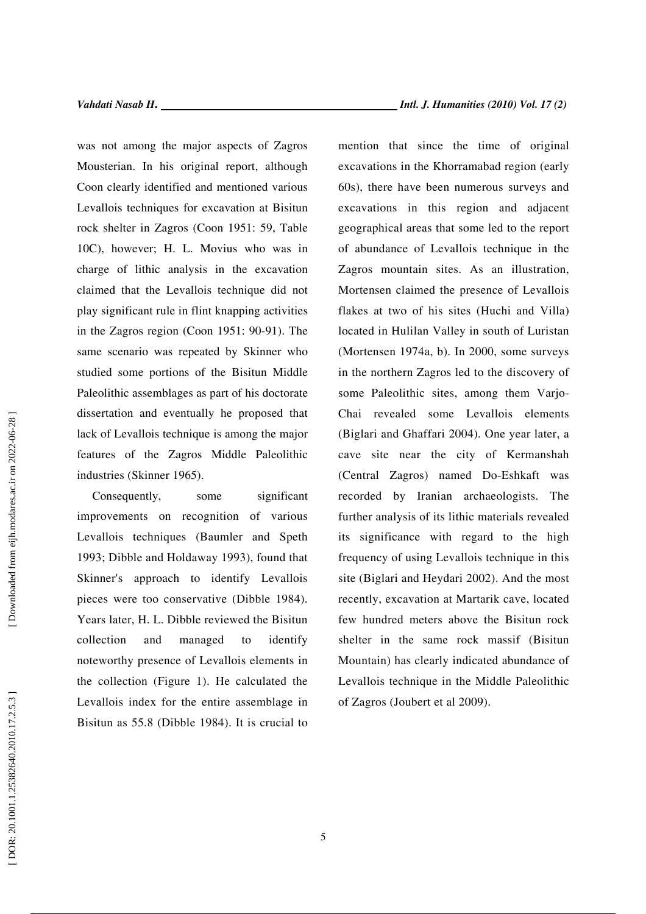was not among the major aspects of Zagros Mousterian. In his original report, although Coon clearly identified and mentioned various Levallois techniques for excavation at Bisitun rock shelter in Zagros (Coon 1951: 59, Table 10C), however; H. L. Movius who was in charge of lithic analysis in the excavation claimed that the Levallois technique did not play significant rule in flint knapping activities in the Zagros region (Coon 1951: 90-91). The same scenario was repeated by Skinner who studied some portions of the Bisitun Middle Paleolithic assemblages as part of his doctorate dissertation and eventually he proposed that lack of Levallois technique is among the major features of the Zagros Middle Paleolithic industries (Skinner 1965).

Consequently, some significant improvements on recognition of various Levallois techniques (Baumler and Speth 1993; Dibble and Holdaway 1993), found that Skinner's approach to identify Levallois pieces were too conservative (Dibble 1984). Years later, H. L. Dibble reviewed the Bisitun collection and managed to identify noteworthy presence of Levallois elements in the collection (Figure 1). He calculated the Levallois index for the entire assemblage in Bisitun as 55.8 (Dibble 1984). It is crucial to mention that since the time of original excavations in the Khorramabad region (early 60s), there have been numerous surveys and excavations in this region and adjacent geographical areas that some led to the report of abundance of Levallois technique in the Zagros mountain sites. As an illustration, Mortensen claimed the presence of Levallois flakes at two of his sites (Huchi and Villa) located in Hulilan Valley in south of Luristan (Mortensen 1974a, b). In 2000, some surveys in the northern Zagros led to the discovery of some Paleolithic sites, among them Varjo-Chai revealed some Levallois elements (Biglari and Ghaffari 2004). One year later, a cave site near the city of Kermanshah (Central Zagros) named Do-Eshkaft was recorded by Iranian archaeologists. The further analysis of its lithic materials revealed its significance with regard to the high frequency of using Levallois technique in this site (Biglari and Heydari 2002). And the most recently, excavation at Martarik cave, located few hundred meters above the Bisitun rock shelter in the same rock massif (Bisitun Mountain) has clearly indicated abundance of Levallois technique in the Middle Paleolithic of Zagros (Joubert et al 2009).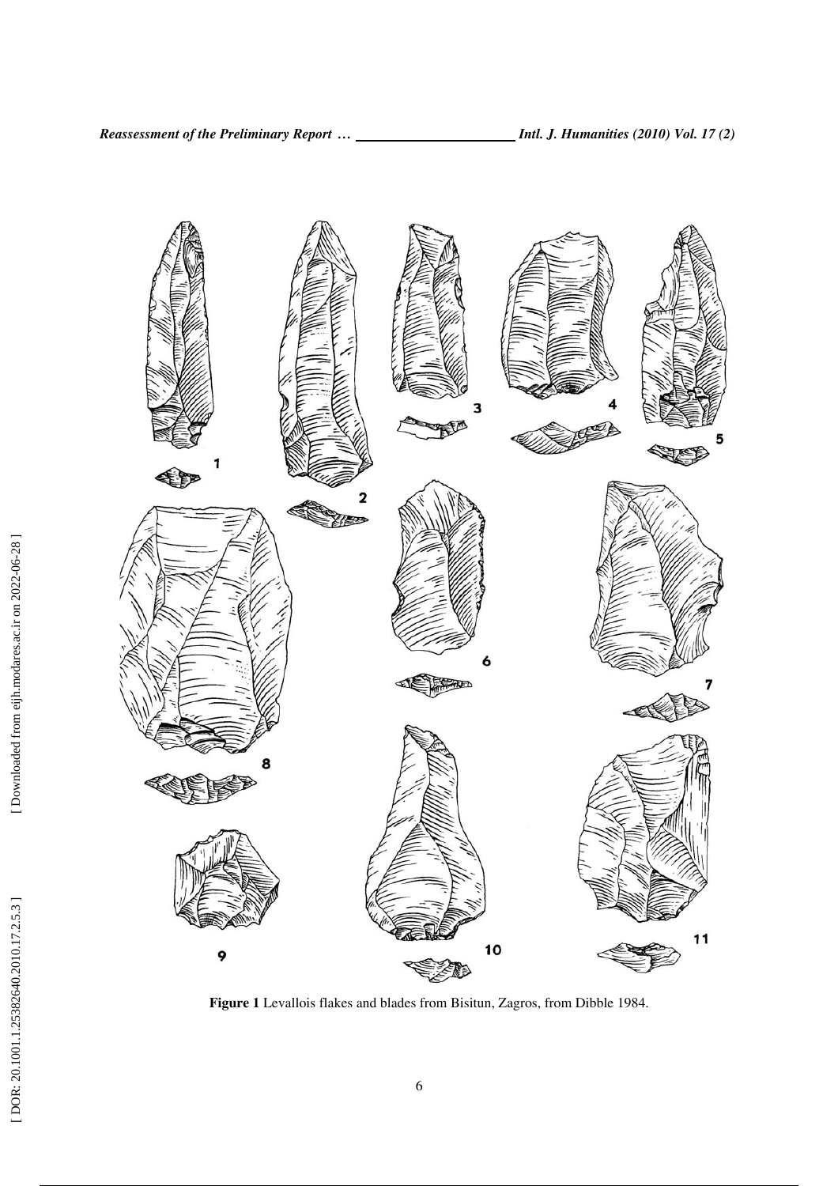**Figure 1** Levallois flakes and blades from Bisitun, Zagros, from Dibble 1984.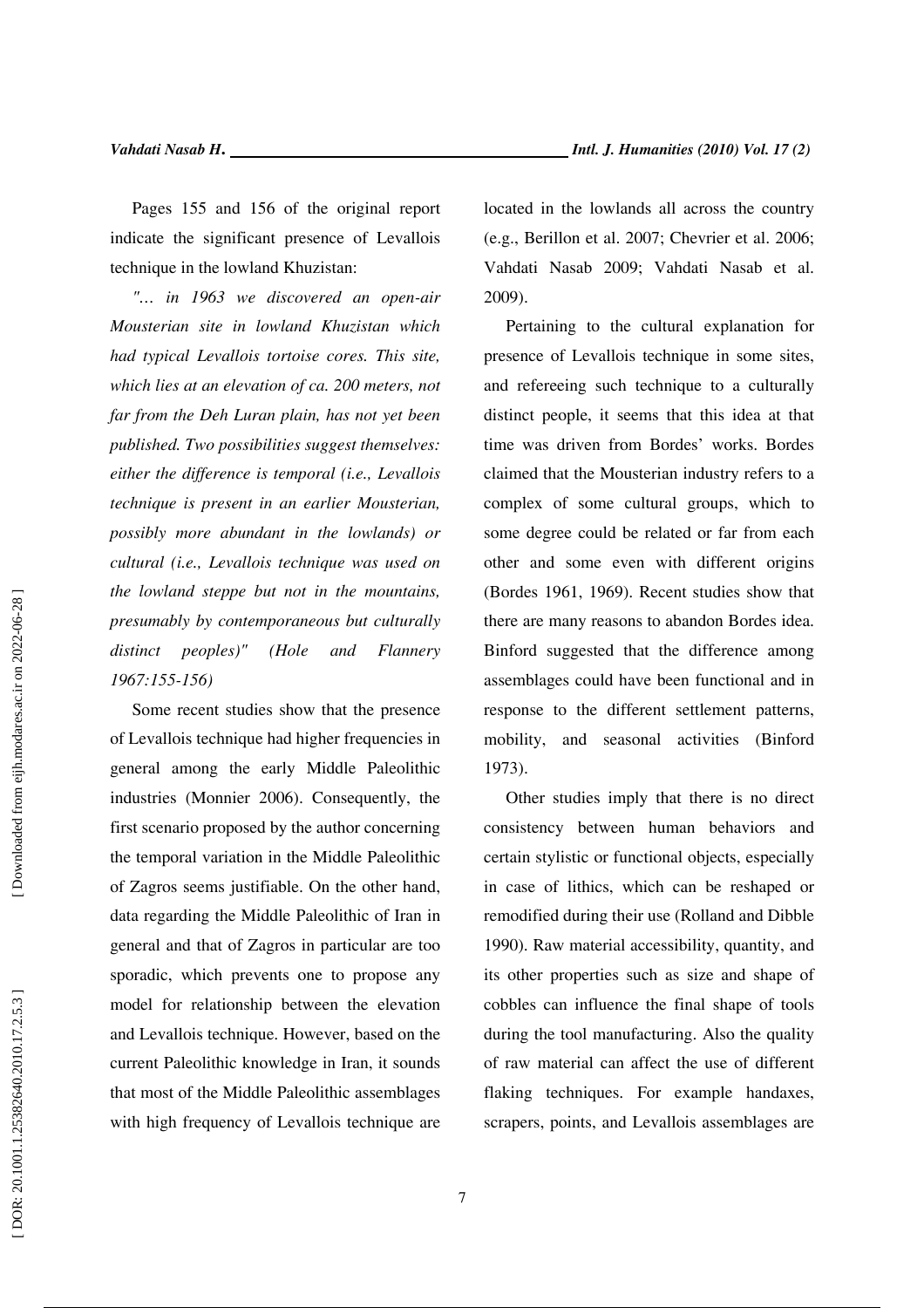Pages 155 and 156 of the original report indicate the significant presence of Levallois technique in the lowland Khuzistan:

*"… in 1963 we discovered an open-air Mousterian site in lowland Khuzistan which had typical Levallois tortoise cores. This site, which lies at an elevation of ca. 200 meters, not far from the Deh Luran plain, has not yet been published. Two possibilities suggest themselves: either the difference is temporal (i.e., Levallois technique is present in an earlier Mousterian, possibly more abundant in the lowlands) or cultural (i.e., Levallois technique was used on the lowland steppe but not in the mountains, presumably by contemporaneous but culturally distinct peoples)" (Hole and Flannery 1967:155-156)*

Some recent studies show that the presence of Levallois technique had higher frequencies in general among the early Middle Paleolithic industries (Monnier 2006). Consequently, the first scenario proposed by the author concerning the temporal variation in the Middle Paleolithic of Zagros seems justifiable. On the other hand, data regarding the Middle Paleolithic of Iran in general and that of Zagros in particular are too sporadic, which prevents one to propose any model for relationship between the elevation and Levallois technique. However, based on the current Paleolithic knowledge in Iran, it sounds that most of the Middle Paleolithic assemblages with high frequency of Levallois technique are located in the lowlands all across the country (e.g., Berillon et al. 2007; Chevrier et al. 2006; Vahdati Nasab 2009; Vahdati Nasab et al. 2009).

Pertaining to the cultural explanation for presence of Levallois technique in some sites, and refereeing such technique to a culturally distinct people, it seems that this idea at that time was driven from Bordes' works. Bordes claimed that the Mousterian industry refers to a complex of some cultural groups, which to some degree could be related or far from each other and some even with different origins (Bordes 1961, 1969). Recent studies show that there are many reasons to abandon Bordes idea. Binford suggested that the difference among assemblages could have been functional and in response to the different settlement patterns, mobility, and seasonal activities (Binford 1973).

Other studies imply that there is no direct consistency between human behaviors and certain stylistic or functional objects, especially in case of lithics, which can be reshaped or remodified during their use (Rolland and Dibble 1990). Raw material accessibility, quantity, and its other properties such as size and shape of cobbles can influence the final shape of tools during the tool manufacturing. Also the quality of raw material can affect the use of different flaking techniques. For example handaxes, scrapers, points, and Levallois assemblages are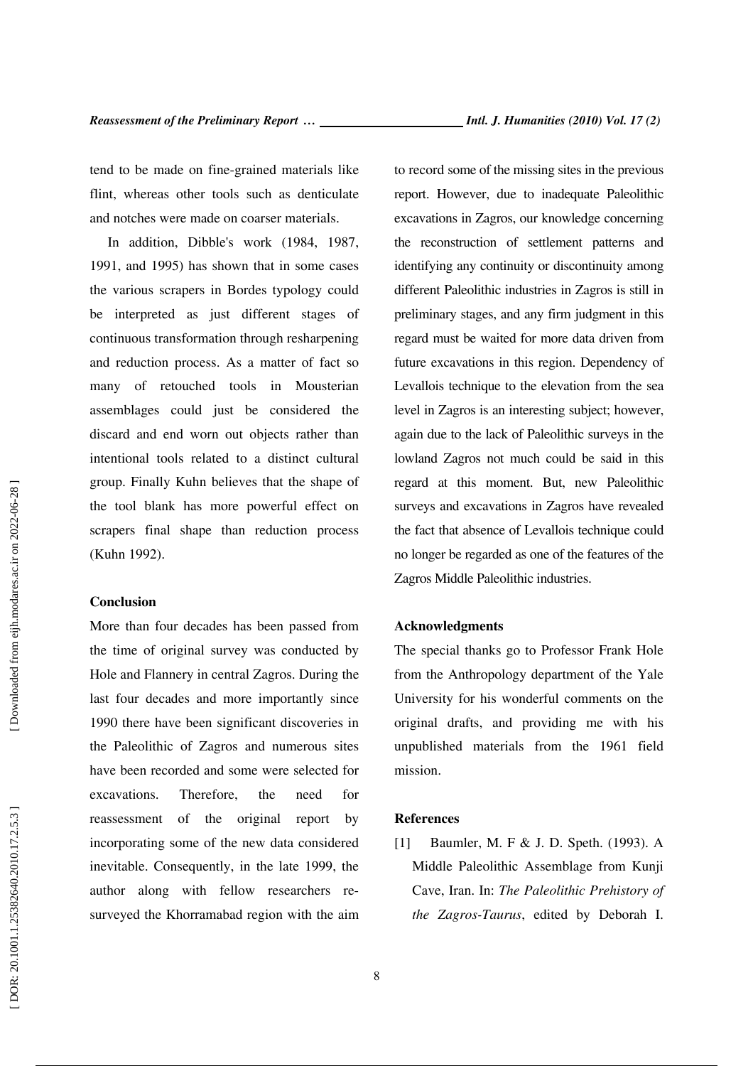tend to be made on fine-grained materials like flint, whereas other tools such as denticulate and notches were made on coarser materials.

In addition, Dibble's work (1984, 1987, 1991, and 1995) has shown that in some cases the various scrapers in Bordes typology could be interpreted as just different stages of continuous transformation through resharpening and reduction process. As a matter of fact so many of retouched tools in Mousterian assemblages could just be considered the discard and end worn out objects rather than intentional tools related to a distinct cultural group. Finally Kuhn believes that the shape of the tool blank has more powerful effect on scrapers final shape than reduction process (Kuhn 1992).

## Conclusion

More than four decades has been passed from the time of original survey was conducted by Hole and Flannery in central Zagros. During the last four decades and more importantly since 1990 there have been significant discoveries in the Paleolithic of Zagros and numerous sites have been recorded and some were selected for excavations. Therefore, the need for reassessment of the original report by incorporating some of the new data considered inevitable. Consequently, in the late 1999, the author along with fellow researchers re-surveyed the Khorramabad region with the aim to record some of the missing sites in the previous report. However, due to inadequate Paleolithic excavations in Zagros, our knowledge concerning the reconstruction of settlement patterns and identifying any continuity or discontinuity among different Paleolithic industries in Zagros is still in preliminary stages, and any firm judgment in this regard must be waited for more data driven from future excavations in this region. Dependency of Levallois technique to the elevation from the sea level in Zagros is an interesting subject; however, again due to the lack of Paleolithic surveys in the lowland Zagros not much could be said in this regard at this moment. But, new Paleolithic surveys and excavations in Zagros have revealed the fact that absence of Levallois technique could no longer be regarded as one of the features of the Zagros Middle Paleolithic industries.

## Acknowledgments

The special thanks go to Professor Frank Hole from the Anthropology department of the Yale University for his wonderful comments on the original drafts, and providing me with his unpublished materials from the 1961 field mission.

## References

[1] Baumler, M. F & J. D. Speth. (1993). A Middle Paleolithic Assemblage from Kunji Cave, Iran. In: *The Paleolithic Prehistory of the Zagros-Taurus*, edited by Deborah I.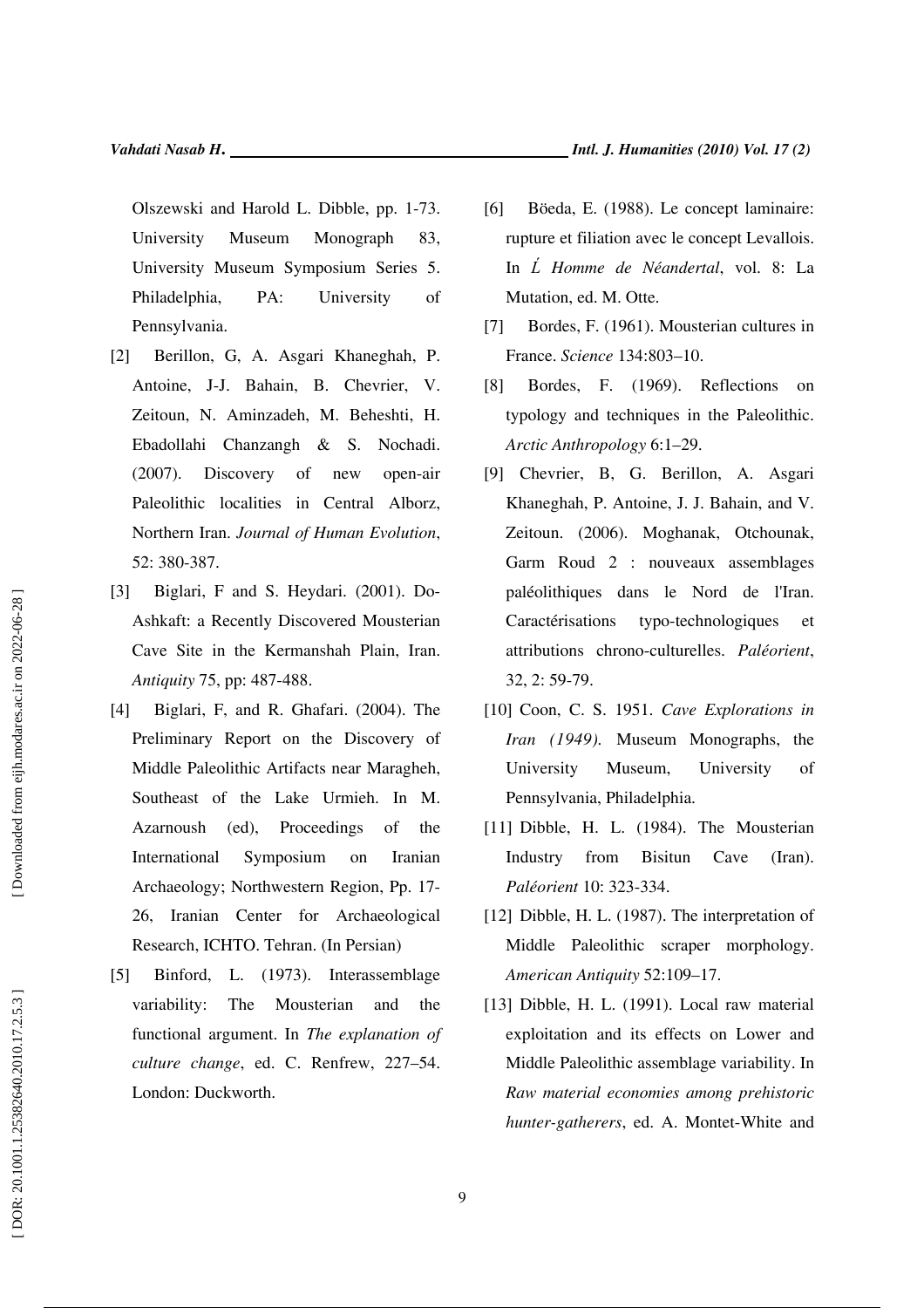Olszewski and Harold L. Dibble, pp. 1-73. University Museum Monograph 83, University Museum Symposium Series 5. Philadelphia, PA: University of Pennsylvania.

[2] Berillon, G, A. Asgari Khaneghah, P. Antoine, J-J. Bahain, B. Chevrier, V. Zeitoun, N. Aminzadeh, M. Beheshti, H. Ebadollahi Chanzangh & S. Nochadi. (2007). Discovery of new open-air Paleolithic localities in Central Alborz, Northern Iran. *Journal of Human Evolution*, 52: 380-387.

[3] Biglari, F and S. Heydari. (2001). Do-Ashkaft: a Recently Discovered Mousterian Cave Site in the Kermanshah Plain, Iran. *Antiquity* 75, pp: 487-488.

[4] Biglari, F, and R. Ghafari. (2004). The Preliminary Report on the Discovery of Middle Paleolithic Artifacts near Maragheh, Southeast of the Lake Urmieh. In M. Azarnoush (ed), Proceedings of the International Symposium on Iranian Archaeology; Northwestern Region, Pp. 17-26, Iranian Center for Archaeological Research, ICHTO. Tehran. (In Persian)

[5] Binford, L. (1973). Interassemblage variability: The Mousterian and the functional argument. In *The explanation of culture change*, ed. C. Renfrew, 227–54. London: Duckworth.

[6] Böeda, E. (1988). Le concept laminaire: rupture et filiation avec le concept Levallois. In *Ĺ Homme de Néandertal*, vol. 8: La Mutation, ed. M. Otte.

[7] Bordes, F. (1961). Mousterian cultures in France. *Science* 134:803–10.

[8] Bordes, F. (1969). Reflections on typology and techniques in the Paleolithic. *Arctic Anthropology* 6:1–29.

[9] Chevrier, B, G. Berillon, A. Asgari Khaneghah, P. Antoine, J. J. Bahain, and V. Zeitoun. (2006). Moghanak, Otchounak, Garm Roud 2 : nouveaux assemblages paléolithiques dans le Nord de l'Iran. Caractérisations typo-technologiques et attributions chrono-culturelles. *Paléorient*, 32, 2: 59-79.

[10] Coon, C. S. 1951. *Cave Explorations in Iran (1949).* Museum Monographs, the University Museum, University of Pennsylvania, Philadelphia.

[11] Dibble, H. L. (1984). The Mousterian Industry from Bisitun Cave (Iran). *Paléorient* 10: 323-334.

[12] Dibble, H. L. (1987). The interpretation of Middle Paleolithic scraper morphology. *American Antiquity* 52:109–17.

[13] Dibble, H. L. (1991). Local raw material exploitation and its effects on Lower and Middle Paleolithic assemblage variability. In *Raw material economies among prehistoric hunter-gatherers*, ed. A. Montet-White and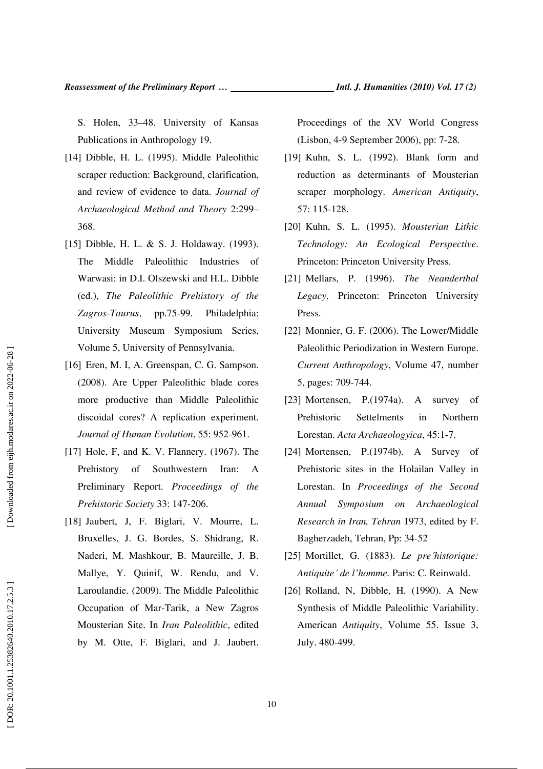S. Holen, 33–48. University of Kansas Publications in Anthropology 19.

[14] Dibble, H. L. (1995). Middle Paleolithic scraper reduction: Background, clarification, and review of evidence to data. *Journal of Archaeological Method and Theory* 2:299–368.

[15] Dibble, H. L. & S. J. Holdaway. (1993). The Middle Paleolithic Industries of Warwasi: in D.I. Olszewski and H.L. Dibble (ed.), *The Paleolithic Prehistory of the Zagros-Taurus*, pp.75-99. Philadelphia: University Museum Symposium Series, Volume 5, University of Pennsylvania.

[16] Eren, M. I, A. Greenspan, C. G. Sampson. (2008). Are Upper Paleolithic blade cores more productive than Middle Paleolithic discoidal cores? A replication experiment. *Journal of Human Evolution*, 55: 952-961.

[17] Hole, F, and K. V. Flannery. (1967). The Prehistory of Southwestern Iran: A Preliminary Report. *Proceedings of the Prehistoric Society* 33: 147-206.

[18] Jaubert, J, F. Biglari, V. Mourre, L. Bruxelles, J. G. Bordes, S. Shidrang, R. Naderi, M. Mashkour, B. Maureille, J. B. Mallye, Y. Quinif, W. Rendu, and V. Laroulandie. (2009). The Middle Paleolithic Occupation of Mar-Tarik, a New Zagros Mousterian Site. In *Iran Paleolithic*, edited by M. Otte, F. Biglari, and J. Jaubert. Proceedings of the XV World Congress (Lisbon, 4-9 September 2006), pp: 7-28.

[19] Kuhn, S. L. (1992). Blank form and reduction as determinants of Mousterian scraper morphology. *American Antiquity*, 57: 115-128.

[20] Kuhn, S. L. (1995). *Mousterian Lithic Technology: An Ecological Perspective*. Princeton: Princeton University Press.

[21] Mellars, P. (1996). *The Neanderthal Legacy*. Princeton: Princeton University Press.

[22] Monnier, G. F. (2006). The Lower/Middle Paleolithic Periodization in Western Europe. *Current Anthropology*, Volume 47, number 5, pages: 709-744.

[23] Mortensen, P.(1974a). A survey of Prehistoric Settelments in Northern Lorestan. *Acta Archaeologyica*, 45:1-7.

[24] Mortensen, P.(1974b). A Survey of Prehistoric sites in the Holailan Valley in Lorestan. In *Proceedings of the Second Annual Symposium on Archaeological Research in Iran, Tehran* 1973, edited by F. Bagherzadeh, Tehran, Pp: 34-52

[25] Mortillet, G. (1883). *Le préhistorique: Antiquité de l'homme.* Paris: C. Reinwald.

[26] Rolland, N, Dibble, H. (1990). A New Synthesis of Middle Paleolithic Variability. American *Antiquity*, Volume 55. Issue 3, July. 480-499.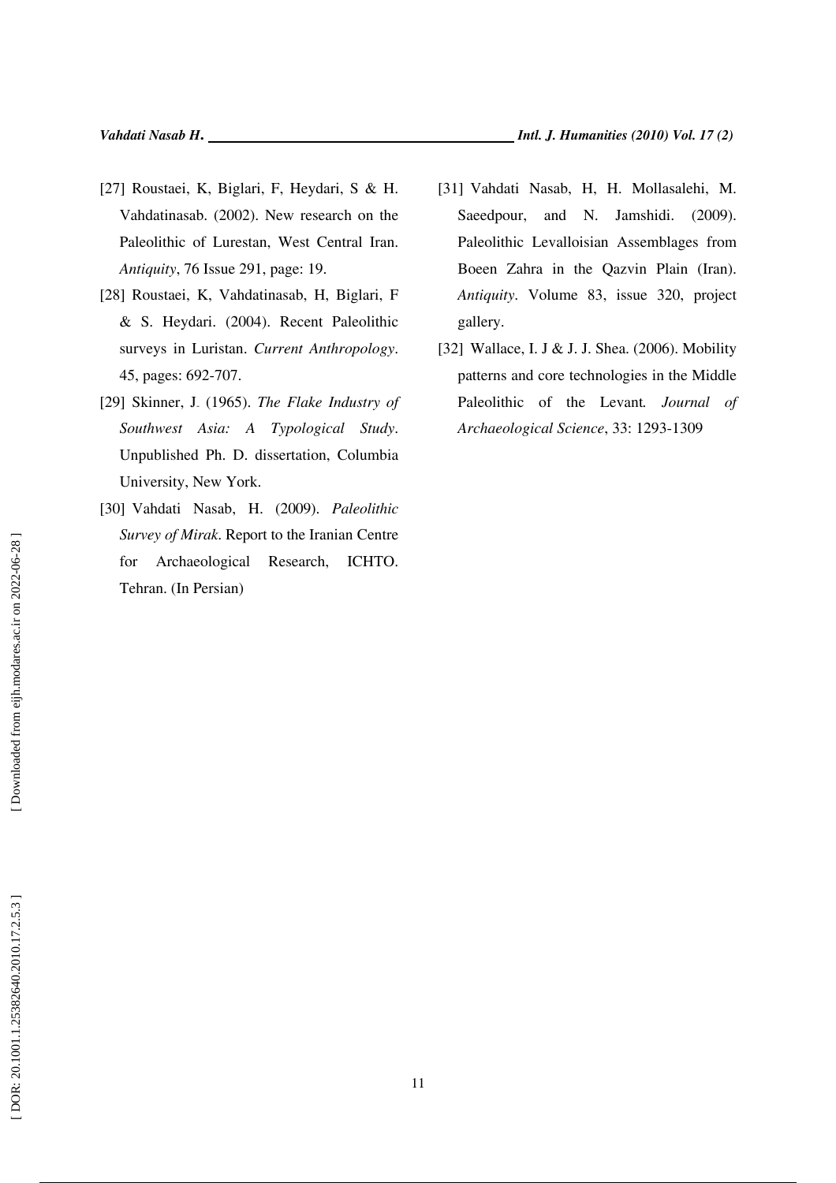[27] Roustaei, K, Biglari, F, Heydari, S & H. Vahdatinasab. (2002). New research on the Paleolithic of Lurestan, West Central Iran. *Antiquity*, 76 Issue 291, page: 19.

[28] Roustaei, K, Vahdatinasab, H, Biglari, F & S. Heydari. (2004). Recent Paleolithic surveys in Luristan. *Current Anthropology*. 45, pages: 692-707.

[29] Skinner, J. (1965). *The Flake Industry of Southwest Asia: A Typological Study*. Unpublished Ph. D. dissertation, Columbia University, New York.

[30] Vahdati Nasab, H. (2009). *Paleolithic Survey of Mirak*. Report to the Iranian Centre for Archaeological Research, ICHTO. Tehran. (In Persian)

[31] Vahdati Nasab, H, H. Mollasalehi, M. Saeedpour, and N. Jamshidi. (2009). Paleolithic Levalloisian Assemblages from Boeen Zahra in the Qazvin Plain (Iran). *Antiquity*. Volume 83, issue 320, project gallery.

[32] Wallace, I. J & J. J. Shea. (2006). Mobility patterns and core technologies in the Middle Paleolithic of the Levant. *Journal of Archaeological Science*, 33: 1293-1309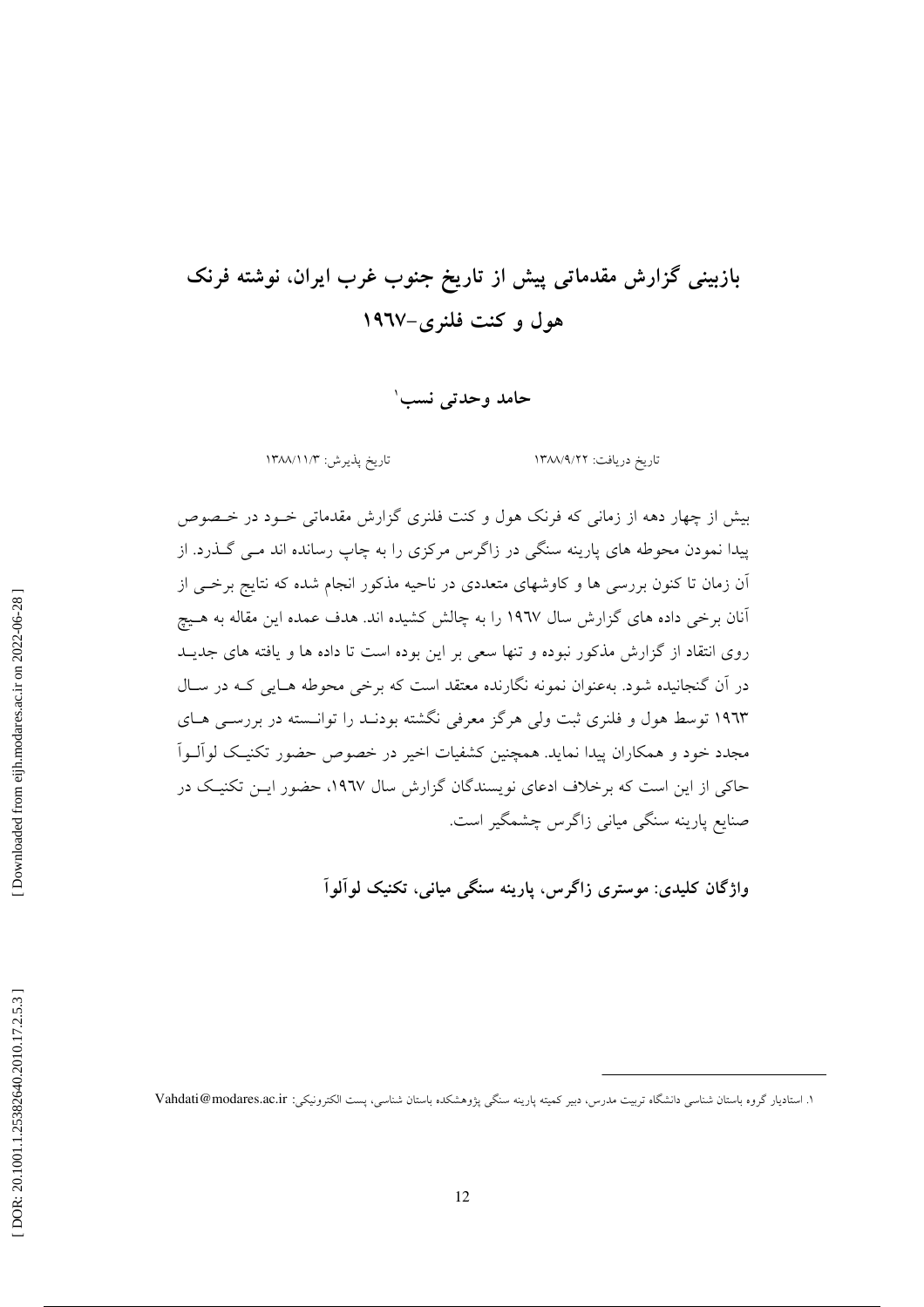# بازبینی گزارش مقدماتی پیش از تاریخ جنوب غرب ایران، نوشته فرنک هول و کنت فلنری-۱۹۶۷

## حامد وحدتی نسب[1]

تاریخ دریافت: ۱۳۸۸/۹/۲۲ تاریخ پذیرش: ۱۳۸۸/۱۱/۳

بیش از چهار دهه از زمانی که فرنک هول و کنت فلنری گزارش مقدماتی خـود در خـصوص پیدا نمودن محوطه های پارینه سنگی در زاگرس مرکزی را به چاپ رسانده اند مـی گـذرد. از آن زمان تا کنون بررسی ها و کاوشهای متعددی در ناحیه مذکور انجام شده که نتایج برخـی از آنان برخی داده های گزارش سال ۱۹۶۷ را به چالش کشیده اند. هدف عمده این مقاله به هـیچ روی انتقاد از گزارش مذکور نبوده و تنها سعی بر این بوده است تا داده ها و یافته های جدیـد در آن گنجانیده شود. به‌عنوان نمونه نگارنده معتقد است که برخی محوطه هـایی کـه در سـال ۱۹۶۳ توسط هول و فلنری ثبت ولی هرگز معرفی نگشته بودنـد را توانـسته در بررسـی هـای مجدد خود و همکاران پیدا نماید. همچنین کشفیات اخیر در خصوص حضور تکنیـک لوآلـواً حاکی از این است که برخلاف ادعای نویسندگان گزارش سال ۱۹۶۷، حضور ایـن تکنیـک در صنایع پارینه سنگی میانی زاگرس چشمگیر است.

**واژگان کلیدی: موستری زاگرس، پارینه سنگی میانی، تکنیک لوآلواً**

---

۱. استادیار گروه باستان شناسی دانشگاه تربیت مدرس، دبیر کمیته پارینه سنگی پژوهشکده باستان شناسی، پست الکترونیکی: Vahdati@modares.ac.ir